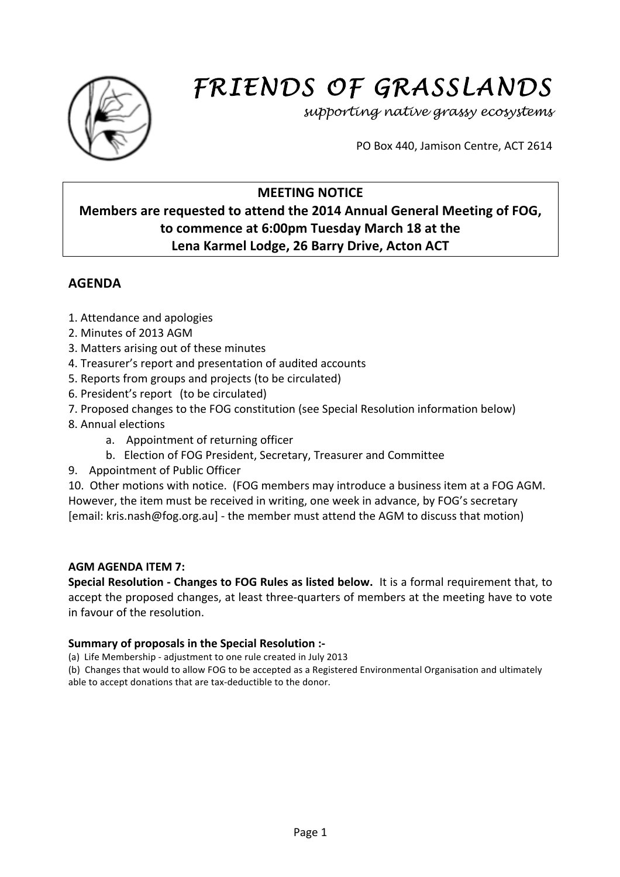# FRIENDS OF GRASSLANDS

*supporting native grassy ecosystems*

PO Box 440, Jamison Centre, ACT 2614

**MEETING NOTICE**
**Members are requested to attend the 2014 Annual General Meeting of FOG, to commence at 6:00pm Tuesday March 18 at the Lena Karmel Lodge, 26 Barry Drive, Acton ACT**

## AGENDA

1. Attendance and apologies
2. Minutes of 2013 AGM
3. Matters arising out of these minutes
4. Treasurer's report and presentation of audited accounts
5. Reports from groups and projects (to be circulated)
6. President's report (to be circulated)
7. Proposed changes to the FOG constitution (see Special Resolution information below)
8. Annual elections
   a. Appointment of returning officer
   b. Election of FOG President, Secretary, Treasurer and Committee
9. Appointment of Public Officer
10. Other motions with notice. (FOG members may introduce a business item at a FOG AGM. However, the item must be received in writing, one week in advance, by FOG's secretary [email: kris.nash@fog.org.au] - the member must attend the AGM to discuss that motion)

**AGM AGENDA ITEM 7:**
**Special Resolution - Changes to FOG Rules as listed below.** It is a formal requirement that, to accept the proposed changes, at least three-quarters of members at the meeting have to vote in favour of the resolution.

**Summary of proposals in the Special Resolution :-**

(a) Life Membership - adjustment to one rule created in July 2013

(b) Changes that would to allow FOG to be accepted as a Registered Environmental Organisation and ultimately able to accept donations that are tax-deductible to the donor.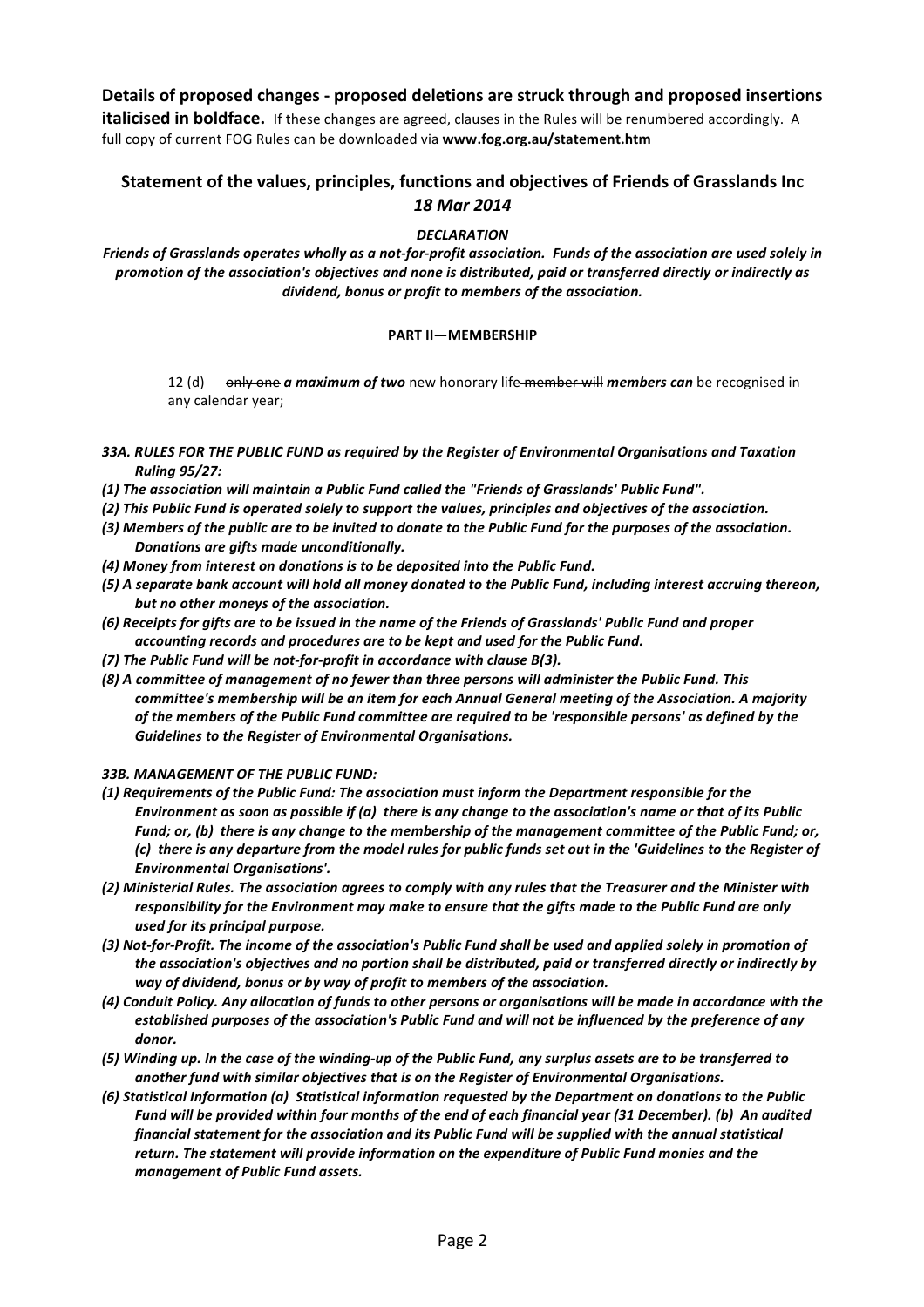**Details of proposed changes - proposed deletions are struck through and proposed insertions italicised in boldface.** If these changes are agreed, clauses in the Rules will be renumbered accordingly. A full copy of current FOG Rules can be downloaded via **www.fog.org.au/statement.htm**

## Statement of the values, principles, functions and objectives of Friends of Grasslands Inc *18 Mar 2014*

***DECLARATION***

***Friends of Grasslands operates wholly as a not-for-profit association. Funds of the association are used solely in promotion of the association's objectives and none is distributed, paid or transferred directly or indirectly as dividend, bonus or profit to members of the association.***

**PART II—MEMBERSHIP**

12 (d) ~~only one~~ ***a maximum of two*** new honorary life ~~member will~~ ***members can*** be recognised in any calendar year;

***33A. RULES FOR THE PUBLIC FUND as required by the Register of Environmental Organisations and Taxation Ruling 95/27:***

***(1) The association will maintain a Public Fund called the "Friends of Grasslands' Public Fund".***

***(2) This Public Fund is operated solely to support the values, principles and objectives of the association.***

***(3) Members of the public are to be invited to donate to the Public Fund for the purposes of the association. Donations are gifts made unconditionally.***

***(4) Money from interest on donations is to be deposited into the Public Fund.***

***(5) A separate bank account will hold all money donated to the Public Fund, including interest accruing thereon, but no other moneys of the association.***

***(6) Receipts for gifts are to be issued in the name of the Friends of Grasslands' Public Fund and proper accounting records and procedures are to be kept and used for the Public Fund.***

***(7) The Public Fund will be not-for-profit in accordance with clause B(3).***

***(8) A committee of management of no fewer than three persons will administer the Public Fund. This committee's membership will be an item for each Annual General meeting of the Association. A majority of the members of the Public Fund committee are required to be 'responsible persons' as defined by the Guidelines to the Register of Environmental Organisations.***

***33B. MANAGEMENT OF THE PUBLIC FUND:***

***(1) Requirements of the Public Fund: The association must inform the Department responsible for the Environment as soon as possible if (a) there is any change to the association's name or that of its Public Fund; or, (b) there is any change to the membership of the management committee of the Public Fund; or, (c) there is any departure from the model rules for public funds set out in the 'Guidelines to the Register of Environmental Organisations'.***

***(2) Ministerial Rules. The association agrees to comply with any rules that the Treasurer and the Minister with responsibility for the Environment may make to ensure that the gifts made to the Public Fund are only used for its principal purpose.***

***(3) Not-for-Profit. The income of the association's Public Fund shall be used and applied solely in promotion of the association's objectives and no portion shall be distributed, paid or transferred directly or indirectly by way of dividend, bonus or by way of profit to members of the association.***

***(4) Conduit Policy. Any allocation of funds to other persons or organisations will be made in accordance with the established purposes of the association's Public Fund and will not be influenced by the preference of any donor.***

***(5) Winding up. In the case of the winding-up of the Public Fund, any surplus assets are to be transferred to another fund with similar objectives that is on the Register of Environmental Organisations.***

***(6) Statistical Information (a) Statistical information requested by the Department on donations to the Public Fund will be provided within four months of the end of each financial year (31 December). (b) An audited financial statement for the association and its Public Fund will be supplied with the annual statistical return. The statement will provide information on the expenditure of Public Fund monies and the management of Public Fund assets.***